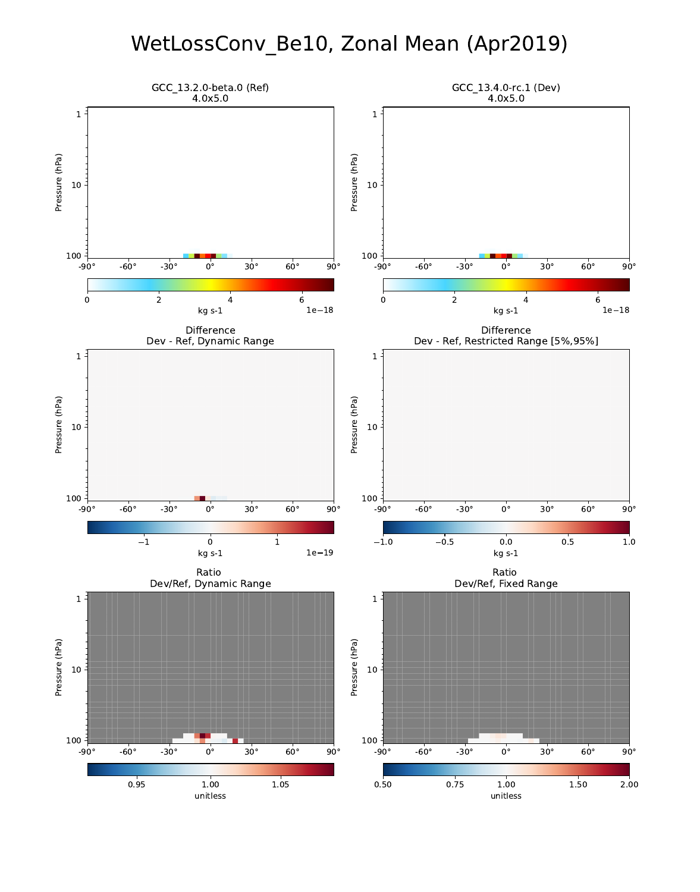# WetLossConv_Be10, Zonal Mean (Apr2019)

GCC_13.2.0-beta.0 (Ref)
4.0x5.0

GCC_13.4.0-rc.1 (Dev)
4.0x5.0

Difference
Dev - Ref, Dynamic Range

Difference
Dev - Ref, Restricted Range [5%,95%]

Ratio
Dev/Ref, Dynamic Range

Ratio
Dev/Ref, Fixed Range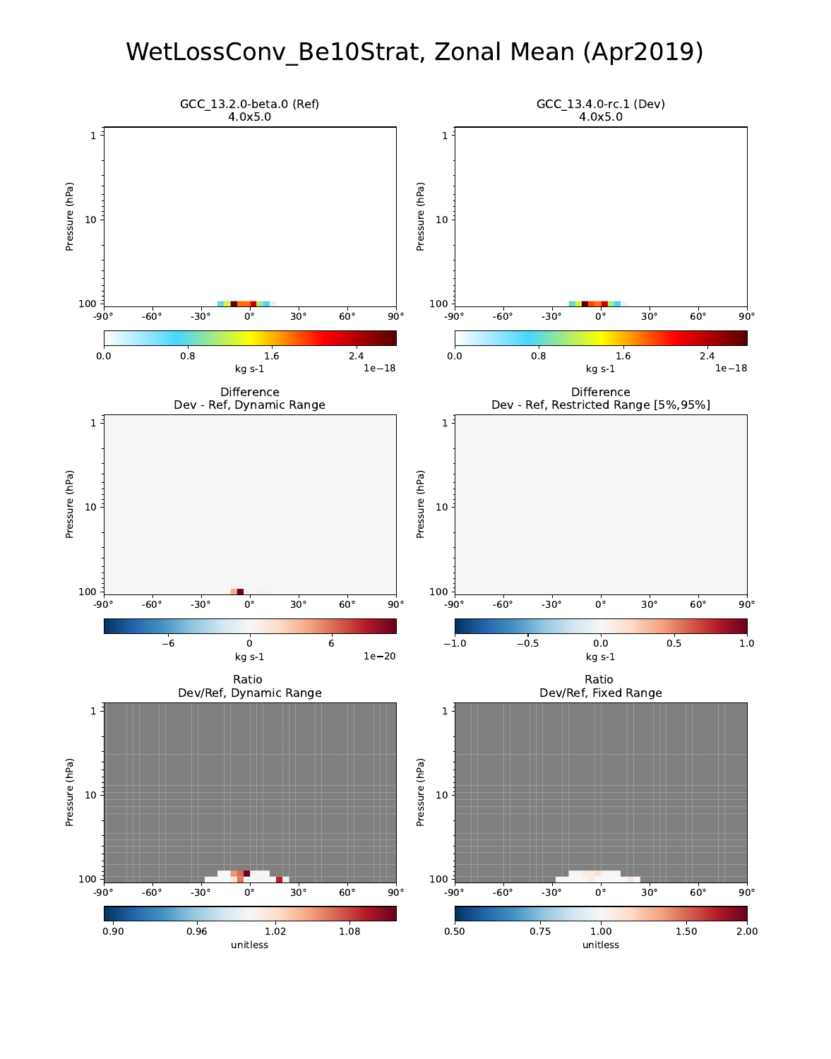# WetLossConv_Be10Strat, Zonal Mean (Apr2019)

GCC_13.2.0-beta.0 (Ref)
4.0x5.0

GCC_13.4.0-rc.1 (Dev)
4.0x5.0

Difference
Dev - Ref, Dynamic Range

Difference
Dev - Ref, Restricted Range [5%,95%]

Ratio
Dev/Ref, Dynamic Range

Ratio
Dev/Ref, Fixed Range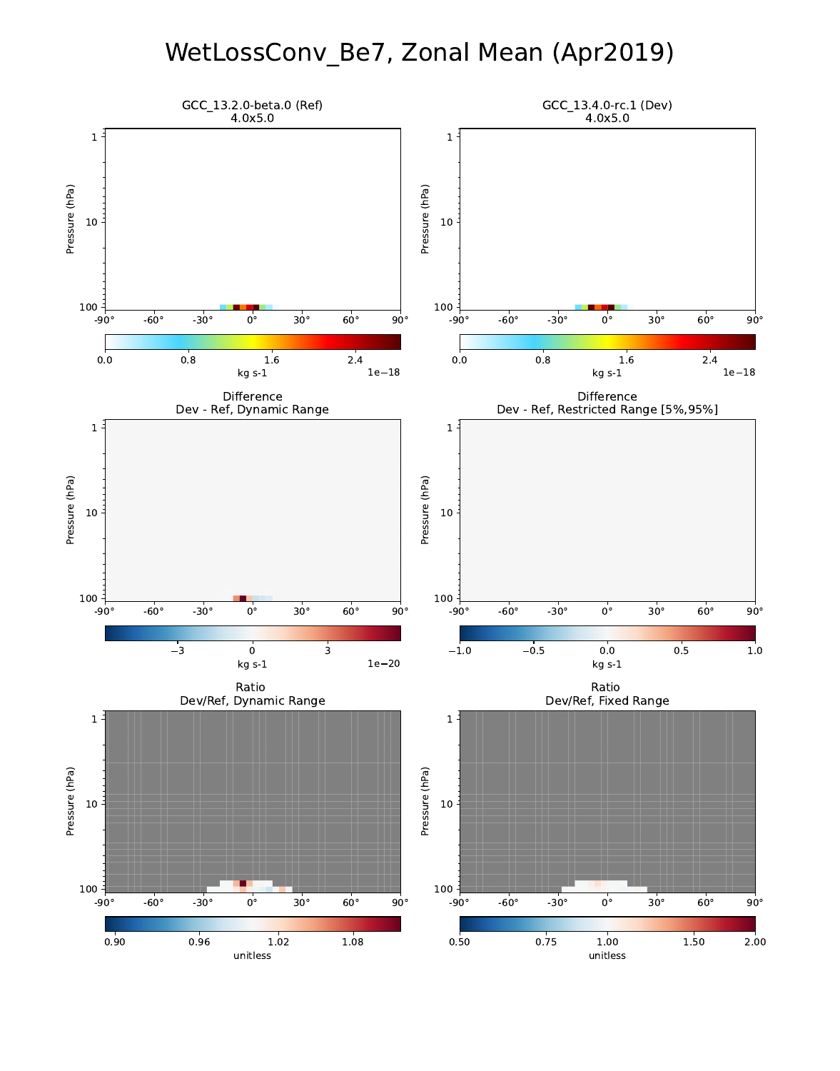# WetLossConv_Be7, Zonal Mean (Apr2019)

GCC_13.2.0-beta.0 (Ref)
4.0x5.0

Pressure (hPa)

1, 10, 100

-90°, -60°, -30°, 0°, 30°, 60°, 90°

0.0, 0.8, 1.6, 2.4

kg s-1 1e−18

GCC_13.4.0-rc.1 (Dev)
4.0x5.0

Pressure (hPa)

1, 10, 100

-90°, -60°, -30°, 0°, 30°, 60°, 90°

0.0, 0.8, 1.6, 2.4

kg s-1 1e−18

Difference
Dev - Ref, Dynamic Range

Pressure (hPa)

1, 10, 100

-90°, -60°, -30°, 0°, 30°, 60°, 90°

−3, 0, 3

kg s-1 1e−20

Difference
Dev - Ref, Restricted Range [5%,95%]

Pressure (hPa)

1, 10, 100

-90°, -60°, -30°, 0°, 30°, 60°, 90°

−1.0, −0.5, 0.0, 0.5, 1.0

kg s-1

Ratio
Dev/Ref, Dynamic Range

Pressure (hPa)

1, 10, 100

-90°, -60°, -30°, 0°, 30°, 60°, 90°

0.90, 0.96, 1.02, 1.08

unitless

Ratio
Dev/Ref, Fixed Range

Pressure (hPa)

1, 10, 100

-90°, -60°, -30°, 0°, 30°, 60°, 90°

0.50, 0.75, 1.00, 1.50, 2.00

unitless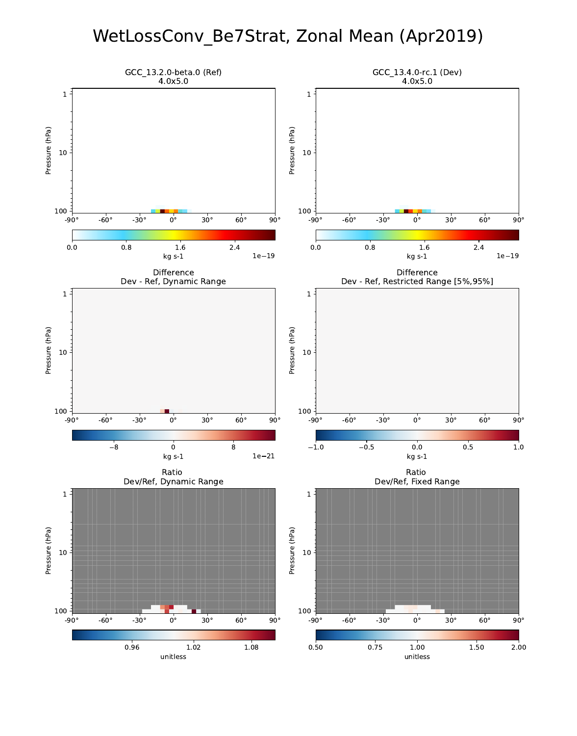# WetLossConv_Be7Strat, Zonal Mean (Apr2019)

GCC_13.2.0-beta.0 (Ref)
4.0x5.0

GCC_13.4.0-rc.1 (Dev)
4.0x5.0

Difference
Dev - Ref, Dynamic Range

Difference
Dev - Ref, Restricted Range [5%,95%]

Ratio
Dev/Ref, Dynamic Range

Ratio
Dev/Ref, Fixed Range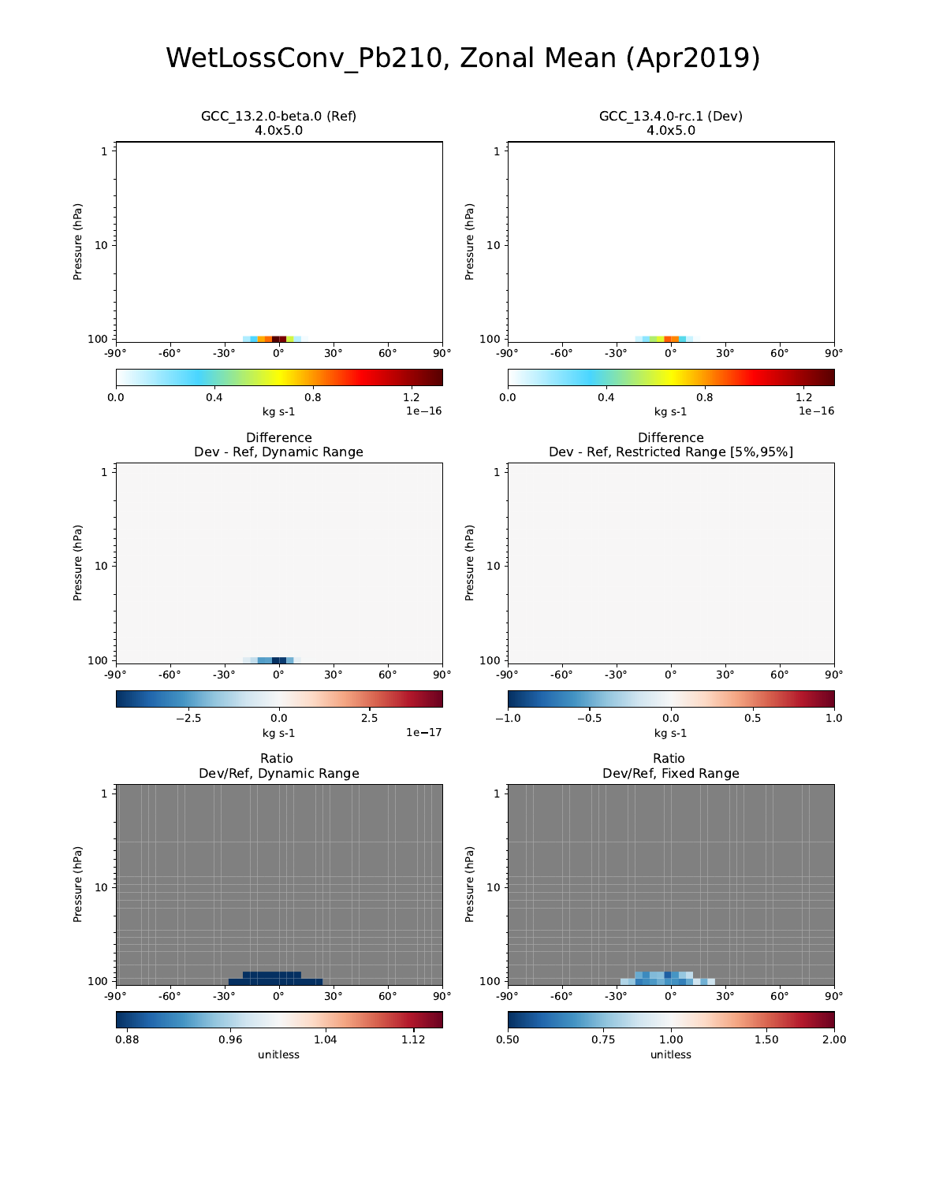# WetLossConv_Pb210, Zonal Mean (Apr2019)

GCC_13.2.0-beta.0 (Ref)
4.0x5.0

GCC_13.4.0-rc.1 (Dev)
4.0x5.0

Difference
Dev - Ref, Dynamic Range

Difference
Dev - Ref, Restricted Range [5%,95%]

Ratio
Dev/Ref, Dynamic Range

Ratio
Dev/Ref, Fixed Range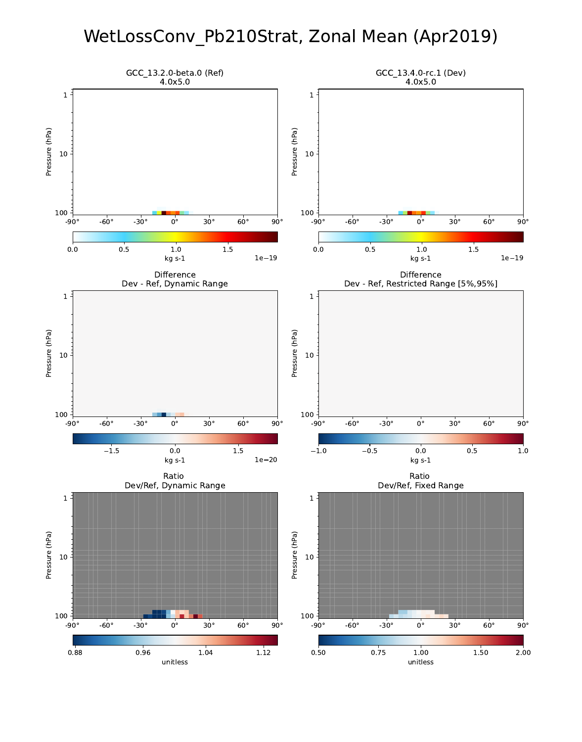# WetLossConv_Pb210Strat, Zonal Mean (Apr2019)

GCC_13.2.0-beta.0 (Ref)
4.0x5.0

Pressure (hPa)
1
10
100
-90° -60° -30° 0° 30° 60° 90°
0.0 0.5 1.0 1.5
kg s-1
1e−19

GCC_13.4.0-rc.1 (Dev)
4.0x5.0

Pressure (hPa)
1
10
100
-90° -60° -30° 0° 30° 60° 90°
0.0 0.5 1.0 1.5
kg s-1
1e−19

Difference
Dev - Ref, Dynamic Range

Pressure (hPa)
1
10
100
-90° -60° -30° 0° 30° 60° 90°
−1.5 0.0 1.5
kg s-1
1e−20

Difference
Dev - Ref, Restricted Range [5%,95%]

Pressure (hPa)
1
10
100
-90° -60° -30° 0° 30° 60° 90°
−1.0 −0.5 0.0 0.5 1.0
kg s-1

Ratio
Dev/Ref, Dynamic Range

Pressure (hPa)
1
10
100
-90° -60° -30° 0° 30° 60° 90°
0.88 0.96 1.04 1.12
unitless

Ratio
Dev/Ref, Fixed Range

Pressure (hPa)
1
10
100
-90° -60° -30° 0° 30° 60° 90°
0.50 0.75 1.00 1.50 2.00
unitless